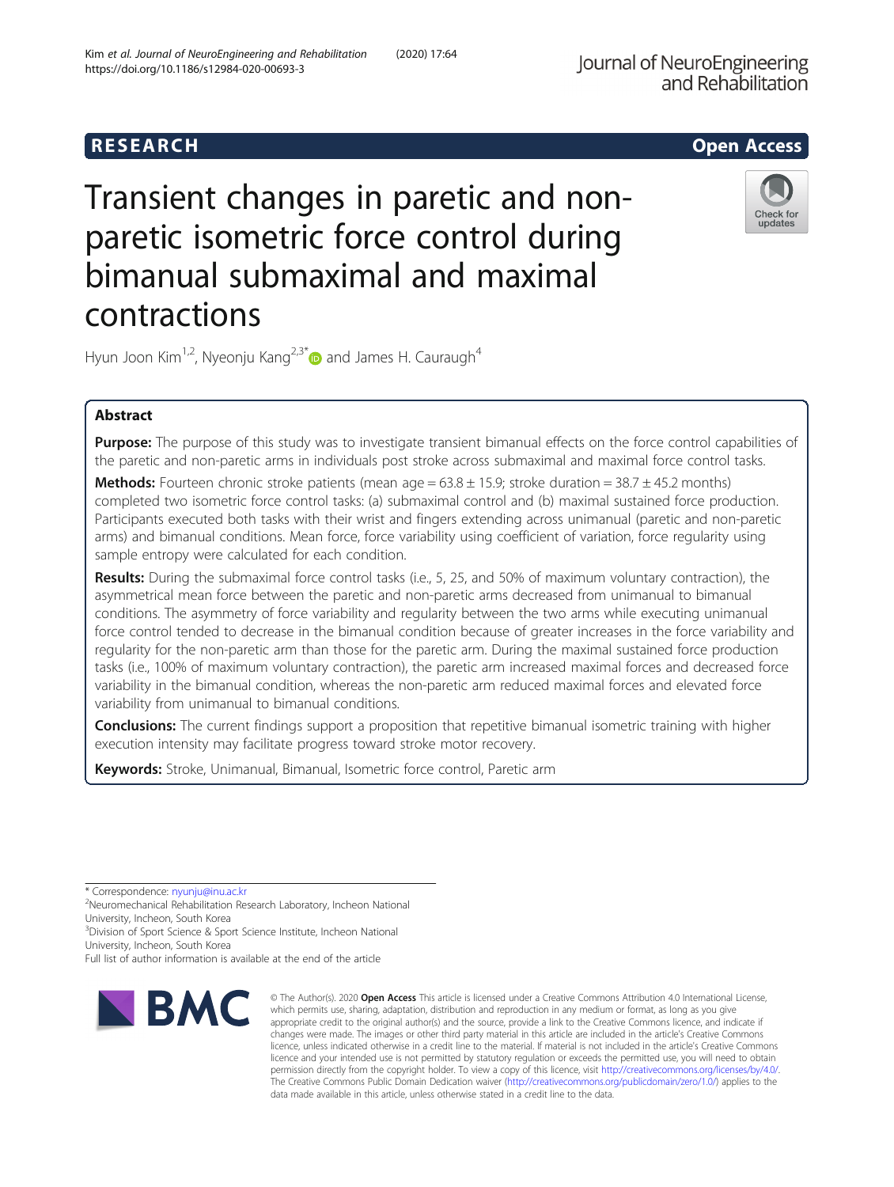RESEARCH

Open Access

# Transient changes in paretic and non-paretic isometric force control during bimanual submaximal and maximal contractions

Hyun Joon Kim[1,2], Nyeonju Kang[2,3*] and James H. Cauraugh[4]

## Abstract

**Purpose:** The purpose of this study was to investigate transient bimanual effects on the force control capabilities of the paretic and non-paretic arms in individuals post stroke across submaximal and maximal force control tasks.

**Methods:** Fourteen chronic stroke patients (mean age = 63.8 ± 15.9; stroke duration = 38.7 ± 45.2 months) completed two isometric force control tasks: (a) submaximal control and (b) maximal sustained force production. Participants executed both tasks with their wrist and fingers extending across unimanual (paretic and non-paretic arms) and bimanual conditions. Mean force, force variability using coefficient of variation, force regularity using sample entropy were calculated for each condition.

**Results:** During the submaximal force control tasks (i.e., 5, 25, and 50% of maximum voluntary contraction), the asymmetrical mean force between the paretic and non-paretic arms decreased from unimanual to bimanual conditions. The asymmetry of force variability and regularity between the two arms while executing unimanual force control tended to decrease in the bimanual condition because of greater increases in the force variability and regularity for the non-paretic arm than those for the paretic arm. During the maximal sustained force production tasks (i.e., 100% of maximum voluntary contraction), the paretic arm increased maximal forces and decreased force variability in the bimanual condition, whereas the non-paretic arm reduced maximal forces and elevated force variability from unimanual to bimanual conditions.

**Conclusions:** The current findings support a proposition that repetitive bimanual isometric training with higher execution intensity may facilitate progress toward stroke motor recovery.

**Keywords:** Stroke, Unimanual, Bimanual, Isometric force control, Paretic arm

\* Correspondence: nyunju@inu.ac.kr
[2]Neuromechanical Rehabilitation Research Laboratory, Incheon National University, Incheon, South Korea
[3]Division of Sport Science & Sport Science Institute, Incheon National University, Incheon, South Korea
Full list of author information is available at the end of the article

© The Author(s). 2020 **Open Access** This article is licensed under a Creative Commons Attribution 4.0 International License, which permits use, sharing, adaptation, distribution and reproduction in any medium or format, as long as you give appropriate credit to the original author(s) and the source, provide a link to the Creative Commons licence, and indicate if changes were made. The images or other third party material in this article are included in the article's Creative Commons licence, unless indicated otherwise in a credit line to the material. If material is not included in the article's Creative Commons licence and your intended use is not permitted by statutory regulation or exceeds the permitted use, you will need to obtain permission directly from the copyright holder. To view a copy of this licence, visit http://creativecommons.org/licenses/by/4.0/. The Creative Commons Public Domain Dedication waiver (http://creativecommons.org/publicdomain/zero/1.0/) applies to the data made available in this article, unless otherwise stated in a credit line to the data.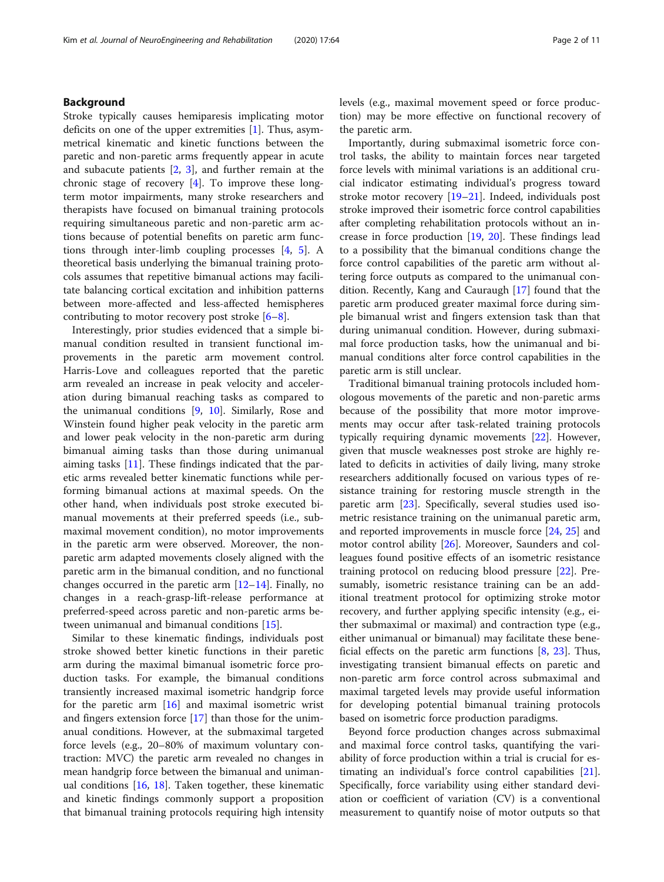## Background

Stroke typically causes hemiparesis implicating motor deficits on one of the upper extremities [1]. Thus, asymmetrical kinematic and kinetic functions between the paretic and non-paretic arms frequently appear in acute and subacute patients [2, 3], and further remain at the chronic stage of recovery [4]. To improve these long-term motor impairments, many stroke researchers and therapists have focused on bimanual training protocols requiring simultaneous paretic and non-paretic arm actions because of potential benefits on paretic arm functions through inter-limb coupling processes [4, 5]. A theoretical basis underlying the bimanual training protocols assumes that repetitive bimanual actions may facilitate balancing cortical excitation and inhibition patterns between more-affected and less-affected hemispheres contributing to motor recovery post stroke [6–8].

Interestingly, prior studies evidenced that a simple bimanual condition resulted in transient functional improvements in the paretic arm movement control. Harris-Love and colleagues reported that the paretic arm revealed an increase in peak velocity and acceleration during bimanual reaching tasks as compared to the unimanual conditions [9, 10]. Similarly, Rose and Winstein found higher peak velocity in the paretic arm and lower peak velocity in the non-paretic arm during bimanual aiming tasks than those during unimanual aiming tasks [11]. These findings indicated that the paretic arms revealed better kinematic functions while performing bimanual actions at maximal speeds. On the other hand, when individuals post stroke executed bimanual movements at their preferred speeds (i.e., submaximal movement condition), no motor improvements in the paretic arm were observed. Moreover, the non-paretic arm adapted movements closely aligned with the paretic arm in the bimanual condition, and no functional changes occurred in the paretic arm [12–14]. Finally, no changes in a reach-grasp-lift-release performance at preferred-speed across paretic and non-paretic arms between unimanual and bimanual conditions [15].

Similar to these kinematic findings, individuals post stroke showed better kinetic functions in their paretic arm during the maximal bimanual isometric force production tasks. For example, the bimanual conditions transiently increased maximal isometric handgrip force for the paretic arm [16] and maximal isometric wrist and fingers extension force [17] than those for the unimanual conditions. However, at the submaximal targeted force levels (e.g., 20–80% of maximum voluntary contraction: MVC) the paretic arm revealed no changes in mean handgrip force between the bimanual and unimanual conditions [16, 18]. Taken together, these kinematic and kinetic findings commonly support a proposition that bimanual training protocols requiring high intensity levels (e.g., maximal movement speed or force production) may be more effective on functional recovery of the paretic arm.

Importantly, during submaximal isometric force control tasks, the ability to maintain forces near targeted force levels with minimal variations is an additional crucial indicator estimating individual's progress toward stroke motor recovery [19–21]. Indeed, individuals post stroke improved their isometric force control capabilities after completing rehabilitation protocols without an increase in force production [19, 20]. These findings lead to a possibility that the bimanual conditions change the force control capabilities of the paretic arm without altering force outputs as compared to the unimanual condition. Recently, Kang and Cauraugh [17] found that the paretic arm produced greater maximal force during simple bimanual wrist and fingers extension task than that during unimanual condition. However, during submaximal force production tasks, how the unimanual and bimanual conditions alter force control capabilities in the paretic arm is still unclear.

Traditional bimanual training protocols included homologous movements of the paretic and non-paretic arms because of the possibility that more motor improvements may occur after task-related training protocols typically requiring dynamic movements [22]. However, given that muscle weaknesses post stroke are highly related to deficits in activities of daily living, many stroke researchers additionally focused on various types of resistance training for restoring muscle strength in the paretic arm [23]. Specifically, several studies used isometric resistance training on the unimanual paretic arm, and reported improvements in muscle force [24, 25] and motor control ability [26]. Moreover, Saunders and colleagues found positive effects of an isometric resistance training protocol on reducing blood pressure [22]. Presumably, isometric resistance training can be an additional treatment protocol for optimizing stroke motor recovery, and further applying specific intensity (e.g., either submaximal or maximal) and contraction type (e.g., either unimanual or bimanual) may facilitate these beneficial effects on the paretic arm functions [8, 23]. Thus, investigating transient bimanual effects on paretic and non-paretic arm force control across submaximal and maximal targeted levels may provide useful information for developing potential bimanual training protocols based on isometric force production paradigms.

Beyond force production changes across submaximal and maximal force control tasks, quantifying the variability of force production within a trial is crucial for estimating an individual's force control capabilities [21]. Specifically, force variability using either standard deviation or coefficient of variation (CV) is a conventional measurement to quantify noise of motor outputs so that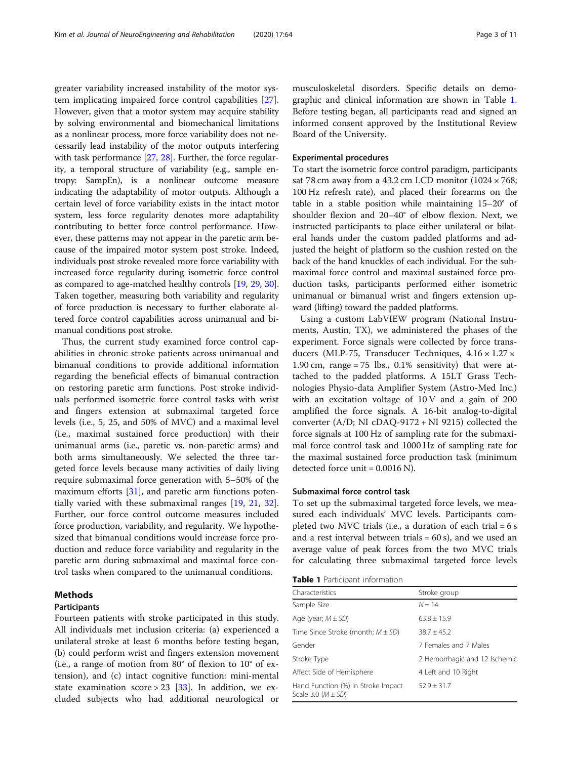greater variability increased instability of the motor system implicating impaired force control capabilities [27]. However, given that a motor system may acquire stability by solving environmental and biomechanical limitations as a nonlinear process, more force variability does not necessarily lead instability of the motor outputs interfering with task performance [27, 28]. Further, the force regularity, a temporal structure of variability (e.g., sample entropy: SampEn), is a nonlinear outcome measure indicating the adaptability of motor outputs. Although a certain level of force variability exists in the intact motor system, less force regularity denotes more adaptability contributing to better force control performance. However, these patterns may not appear in the paretic arm because of the impaired motor system post stroke. Indeed, individuals post stroke revealed more force variability with increased force regularity during isometric force control as compared to age-matched healthy controls [19, 29, 30]. Taken together, measuring both variability and regularity of force production is necessary to further elaborate altered force control capabilities across unimanual and bimanual conditions post stroke.

Thus, the current study examined force control capabilities in chronic stroke patients across unimanual and bimanual conditions to provide additional information regarding the beneficial effects of bimanual contraction on restoring paretic arm functions. Post stroke individuals performed isometric force control tasks with wrist and fingers extension at submaximal targeted force levels (i.e., 5, 25, and 50% of MVC) and a maximal level (i.e., maximal sustained force production) with their unimanual arms (i.e., paretic vs. non-paretic arms) and both arms simultaneously. We selected the three targeted force levels because many activities of daily living require submaximal force generation with 5–50% of the maximum efforts [31], and paretic arm functions potentially varied with these submaximal ranges [19, 21, 32]. Further, our force control outcome measures included force production, variability, and regularity. We hypothesized that bimanual conditions would increase force production and reduce force variability and regularity in the paretic arm during submaximal and maximal force control tasks when compared to the unimanual conditions.

## Methods

### Participants

Fourteen patients with stroke participated in this study. All individuals met inclusion criteria: (a) experienced a unilateral stroke at least 6 months before testing began, (b) could perform wrist and fingers extension movement (i.e., a range of motion from 80° of flexion to 10° of extension), and (c) intact cognitive function: mini-mental state examination score > 23 [33]. In addition, we excluded subjects who had additional neurological or musculoskeletal disorders. Specific details on demographic and clinical information are shown in Table 1. Before testing began, all participants read and signed an informed consent approved by the Institutional Review Board of the University.

### Experimental procedures

To start the isometric force control paradigm, participants sat 78 cm away from a 43.2 cm LCD monitor (1024 × 768; 100 Hz refresh rate), and placed their forearms on the table in a stable position while maintaining 15–20° of shoulder flexion and 20–40° of elbow flexion. Next, we instructed participants to place either unilateral or bilateral hands under the custom padded platforms and adjusted the height of platform so the cushion rested on the back of the hand knuckles of each individual. For the submaximal force control and maximal sustained force production tasks, participants performed either isometric unimanual or bimanual wrist and fingers extension upward (lifting) toward the padded platforms.

Using a custom LabVIEW program (National Instruments, Austin, TX), we administered the phases of the experiment. Force signals were collected by force transducers (MLP-75, Transducer Techniques, 4.16 × 1.27 × 1.90 cm, range = 75 lbs., 0.1% sensitivity) that were attached to the padded platforms. A 15LT Grass Technologies Physio-data Amplifier System (Astro-Med Inc.) with an excitation voltage of 10 V and a gain of 200 amplified the force signals. A 16-bit analog-to-digital converter (A/D; NI cDAQ-9172 + NI 9215) collected the force signals at 100 Hz of sampling rate for the submaximal force control task and 1000 Hz of sampling rate for the maximal sustained force production task (minimum detected force unit = 0.0016 N).

### Submaximal force control task

To set up the submaximal targeted force levels, we measured each individuals' MVC levels. Participants completed two MVC trials (i.e., a duration of each trial = 6 s and a rest interval between trials = 60 s), and we used an average value of peak forces from the two MVC trials for calculating three submaximal targeted force levels

**Table 1** Participant information

| Characteristics | Stroke group |
|---|---|
| Sample Size | $N = 14$ |
| Age (year; $M \pm SD$) | 63.8 ± 15.9 |
| Time Since Stroke (month; $M \pm SD$) | 38.7 ± 45.2 |
| Gender | 7 Females and 7 Males |
| Stroke Type | 2 Hemorrhagic and 12 Ischemic |
| Affect Side of Hemisphere | 4 Left and 10 Right |
| Hand Function (%) in Stroke Impact Scale 3.0 ($M \pm SD$) | 52.9 ± 31.7 |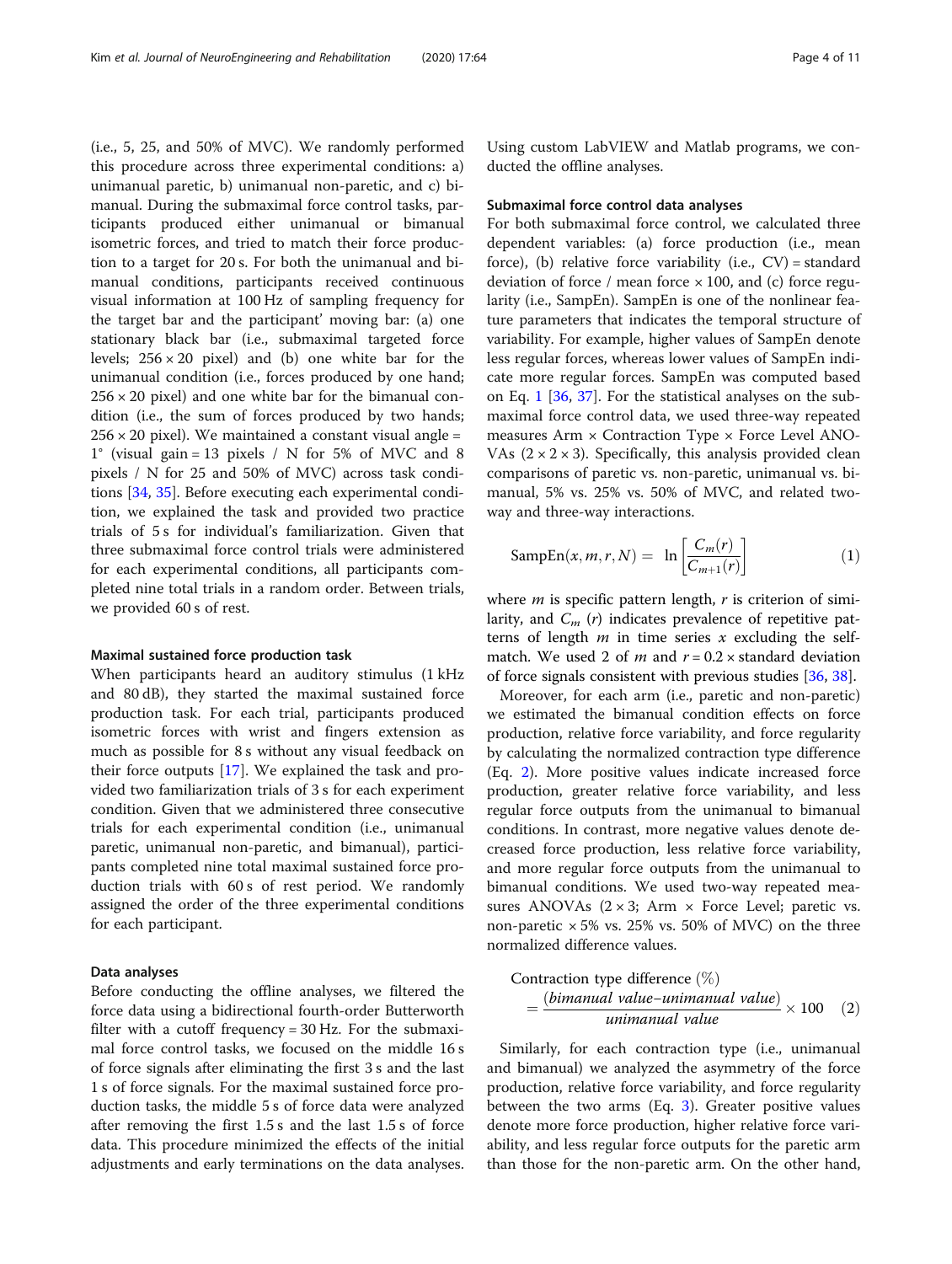(i.e., 5, 25, and 50% of MVC). We randomly performed this procedure across three experimental conditions: a) unimanual paretic, b) unimanual non-paretic, and c) bimanual. During the submaximal force control tasks, participants produced either unimanual or bimanual isometric forces, and tried to match their force production to a target for 20 s. For both the unimanual and bimanual conditions, participants received continuous visual information at 100 Hz of sampling frequency for the target bar and the participant' moving bar: (a) one stationary black bar (i.e., submaximal targeted force levels; 256 × 20 pixel) and (b) one white bar for the unimanual condition (i.e., forces produced by one hand; 256 × 20 pixel) and one white bar for the bimanual condition (i.e., the sum of forces produced by two hands; 256 × 20 pixel). We maintained a constant visual angle = 1° (visual gain = 13 pixels / N for 5% of MVC and 8 pixels / N for 25 and 50% of MVC) across task conditions [34, 35]. Before executing each experimental condition, we explained the task and provided two practice trials of 5 s for individual's familiarization. Given that three submaximal force control trials were administered for each experimental conditions, all participants completed nine total trials in a random order. Between trials, we provided 60 s of rest.

#### Maximal sustained force production task

When participants heard an auditory stimulus (1 kHz and 80 dB), they started the maximal sustained force production task. For each trial, participants produced isometric forces with wrist and fingers extension as much as possible for 8 s without any visual feedback on their force outputs [17]. We explained the task and provided two familiarization trials of 3 s for each experiment condition. Given that we administered three consecutive trials for each experimental condition (i.e., unimanual paretic, unimanual non-paretic, and bimanual), participants completed nine total maximal sustained force production trials with 60 s of rest period. We randomly assigned the order of the three experimental conditions for each participant.

### Data analyses

Before conducting the offline analyses, we filtered the force data using a bidirectional fourth-order Butterworth filter with a cutoff frequency = 30 Hz. For the submaximal force control tasks, we focused on the middle 16 s of force signals after eliminating the first 3 s and the last 1 s of force signals. For the maximal sustained force production tasks, the middle 5 s of force data were analyzed after removing the first 1.5 s and the last 1.5 s of force data. This procedure minimized the effects of the initial adjustments and early terminations on the data analyses. Using custom LabVIEW and Matlab programs, we conducted the offline analyses.

#### Submaximal force control data analyses

For both submaximal force control, we calculated three dependent variables: (a) force production (i.e., mean force), (b) relative force variability (i.e., CV) = standard deviation of force / mean force × 100, and (c) force regularity (i.e., SampEn). SampEn is one of the nonlinear feature parameters that indicates the temporal structure of variability. For example, higher values of SampEn denote less regular forces, whereas lower values of SampEn indicate more regular forces. SampEn was computed based on Eq. 1 [36, 37]. For the statistical analyses on the submaximal force control data, we used three-way repeated measures Arm × Contraction Type × Force Level ANOVAs (2 × 2 × 3). Specifically, this analysis provided clean comparisons of paretic vs. non-paretic, unimanual vs. bimanual, 5% vs. 25% vs. 50% of MVC, and related two-way and three-way interactions.

$$\mathrm{SampEn}(x, m, r, N) = \ln\left[\frac{C_m(r)}{C_{m+1}(r)}\right] \quad (1)$$

where $m$ is specific pattern length, $r$ is criterion of similarity, and $C_m(r)$ indicates prevalence of repetitive patterns of length $m$ in time series $x$ excluding the self-match. We used 2 of $m$ and $r = 0.2 \times$ standard deviation of force signals consistent with previous studies [36, 38].

Moreover, for each arm (i.e., paretic and non-paretic) we estimated the bimanual condition effects on force production, relative force variability, and force regularity by calculating the normalized contraction type difference (Eq. 2). More positive values indicate increased force production, greater relative force variability, and less regular force outputs from the unimanual to bimanual conditions. In contrast, more negative values denote decreased force production, less relative force variability, and more regular force outputs from the unimanual to bimanual conditions. We used two-way repeated measures ANOVAs (2 × 3; Arm × Force Level; paretic vs. non-paretic × 5% vs. 25% vs. 50% of MVC) on the three normalized difference values.

$$\text{Contraction type difference } (\%) = \frac{(\textit{bimanual value} - \textit{unimanual value})}{\textit{unimanual value}} \times 100 \quad (2)$$

Similarly, for each contraction type (i.e., unimanual and bimanual) we analyzed the asymmetry of the force production, relative force variability, and force regularity between the two arms (Eq. 3). Greater positive values denote more force production, higher relative force variability, and less regular force outputs for the paretic arm than those for the non-paretic arm. On the other hand,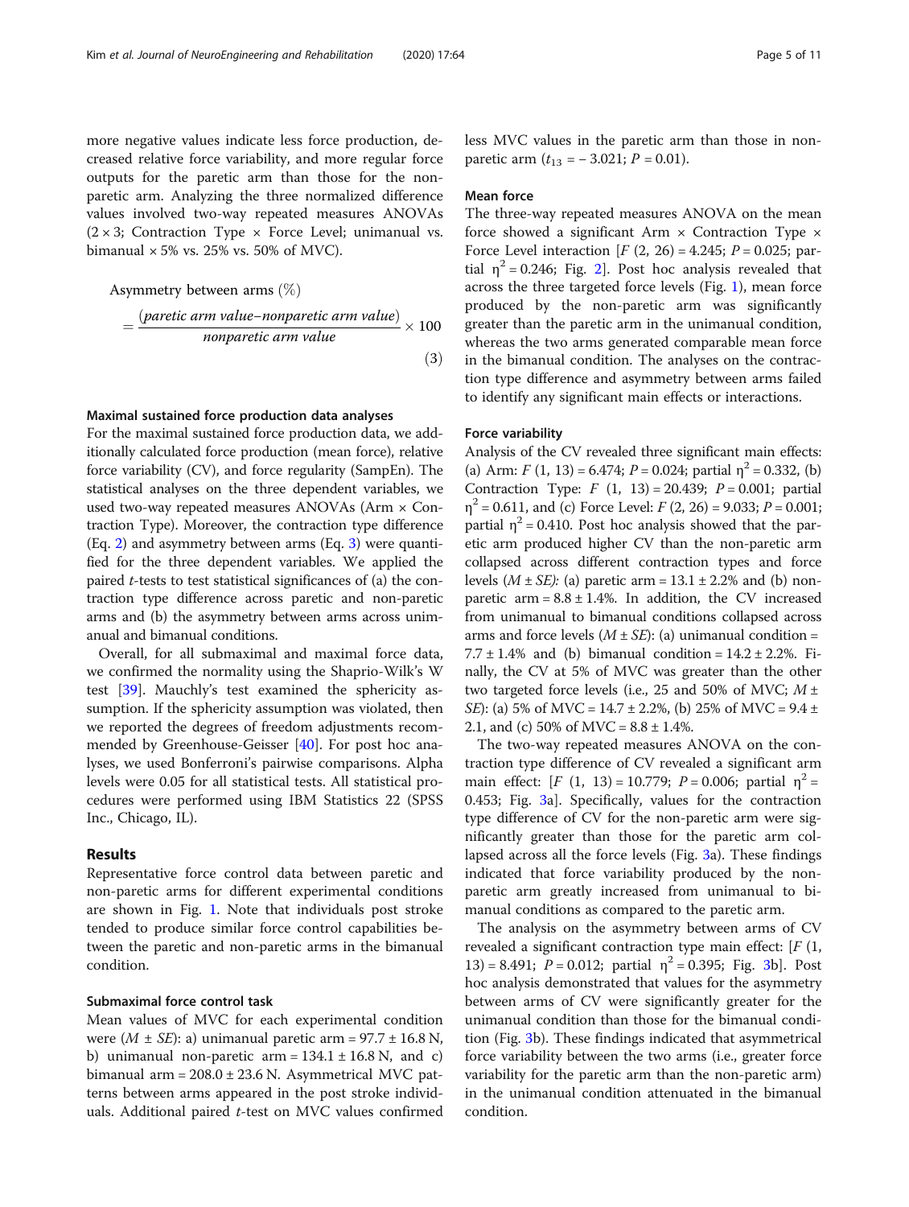more negative values indicate less force production, decreased relative force variability, and more regular force outputs for the paretic arm than those for the non-paretic arm. Analyzing the three normalized difference values involved two-way repeated measures ANOVAs (2 × 3; Contraction Type × Force Level; unimanual vs. bimanual × 5% vs. 25% vs. 50% of MVC).

$$\text{Asymmetry between arms }(\%) = \frac{(\textit{paretic arm value} - \textit{nonparetic arm value})}{\textit{nonparetic arm value}} \times 100 \tag{3}$$

### Maximal sustained force production data analyses

For the maximal sustained force production data, we additionally calculated force production (mean force), relative force variability (CV), and force regularity (SampEn). The statistical analyses on the three dependent variables, we used two-way repeated measures ANOVAs (Arm × Contraction Type). Moreover, the contraction type difference (Eq. 2) and asymmetry between arms (Eq. 3) were quantified for the three dependent variables. We applied the paired *t*-tests to test statistical significances of (a) the contraction type difference across paretic and non-paretic arms and (b) the asymmetry between arms across unimanual and bimanual conditions.

Overall, for all submaximal and maximal force data, we confirmed the normality using the Shaprio-Wilk's W test [39]. Mauchly's test examined the sphericity assumption. If the sphericity assumption was violated, then we reported the degrees of freedom adjustments recommended by Greenhouse-Geisser [40]. For post hoc analyses, we used Bonferroni's pairwise comparisons. Alpha levels were 0.05 for all statistical tests. All statistical procedures were performed using IBM Statistics 22 (SPSS Inc., Chicago, IL).

## Results

Representative force control data between paretic and non-paretic arms for different experimental conditions are shown in Fig. 1. Note that individuals post stroke tended to produce similar force control capabilities between the paretic and non-paretic arms in the bimanual condition.

### Submaximal force control task

Mean values of MVC for each experimental condition were ($M \pm SE$): a) unimanual paretic arm = 97.7 ± 16.8 N, b) unimanual non-paretic arm = 134.1 ± 16.8 N, and c) bimanual arm = 208.0 ± 23.6 N. Asymmetrical MVC patterns between arms appeared in the post stroke individuals. Additional paired *t*-test on MVC values confirmed less MVC values in the paretic arm than those in non-paretic arm ($t_{13} = -3.021$; $P = 0.01$).

### Mean force

The three-way repeated measures ANOVA on the mean force showed a significant Arm × Contraction Type × Force Level interaction [$F(2, 26) = 4.245$; $P = 0.025$; partial $\eta^2 = 0.246$; Fig. 2]. Post hoc analysis revealed that across the three targeted force levels (Fig. 1), mean force produced by the non-paretic arm was significantly greater than the paretic arm in the unimanual condition, whereas the two arms generated comparable mean force in the bimanual condition. The analyses on the contraction type difference and asymmetry between arms failed to identify any significant main effects or interactions.

### Force variability

Analysis of the CV revealed three significant main effects: (a) Arm: $F(1, 13) = 6.474$; $P = 0.024$; partial $\eta^2 = 0.332$, (b) Contraction Type: $F(1, 13) = 20.439$; $P = 0.001$; partial $\eta^2 = 0.611$, and (c) Force Level: $F(2, 26) = 9.033$; $P = 0.001$; partial $\eta^2 = 0.410$. Post hoc analysis showed that the paretic arm produced higher CV than the non-paretic arm collapsed across different contraction types and force levels ($M \pm SE$): (a) paretic arm = 13.1 ± 2.2% and (b) non-paretic arm = 8.8 ± 1.4%. In addition, the CV increased from unimanual to bimanual conditions collapsed across arms and force levels ($M \pm SE$): (a) unimanual condition = 7.7 ± 1.4% and (b) bimanual condition = 14.2 ± 2.2%. Finally, the CV at 5% of MVC was greater than the other two targeted force levels (i.e., 25 and 50% of MVC; $M \pm SE$): (a) 5% of MVC = 14.7 ± 2.2%, (b) 25% of MVC = 9.4 ± 2.1, and (c) 50% of MVC = 8.8 ± 1.4%.

The two-way repeated measures ANOVA on the contraction type difference of CV revealed a significant arm main effect: [$F(1, 13) = 10.779$; $P = 0.006$; partial $\eta^2 = 0.453$; Fig. 3a]. Specifically, values for the contraction type difference of CV for the non-paretic arm were significantly greater than those for the paretic arm collapsed across all the force levels (Fig. 3a). These findings indicated that force variability produced by the non-paretic arm greatly increased from unimanual to bimanual conditions as compared to the paretic arm.

The analysis on the asymmetry between arms of CV revealed a significant contraction type main effect: [$F(1, 13) = 8.491$; $P = 0.012$; partial $\eta^2 = 0.395$; Fig. 3b]. Post hoc analysis demonstrated that values for the asymmetry between arms of CV were significantly greater for the unimanual condition than those for the bimanual condition (Fig. 3b). These findings indicated that asymmetrical force variability between the two arms (i.e., greater force variability for the paretic arm than the non-paretic arm) in the unimanual condition attenuated in the bimanual condition.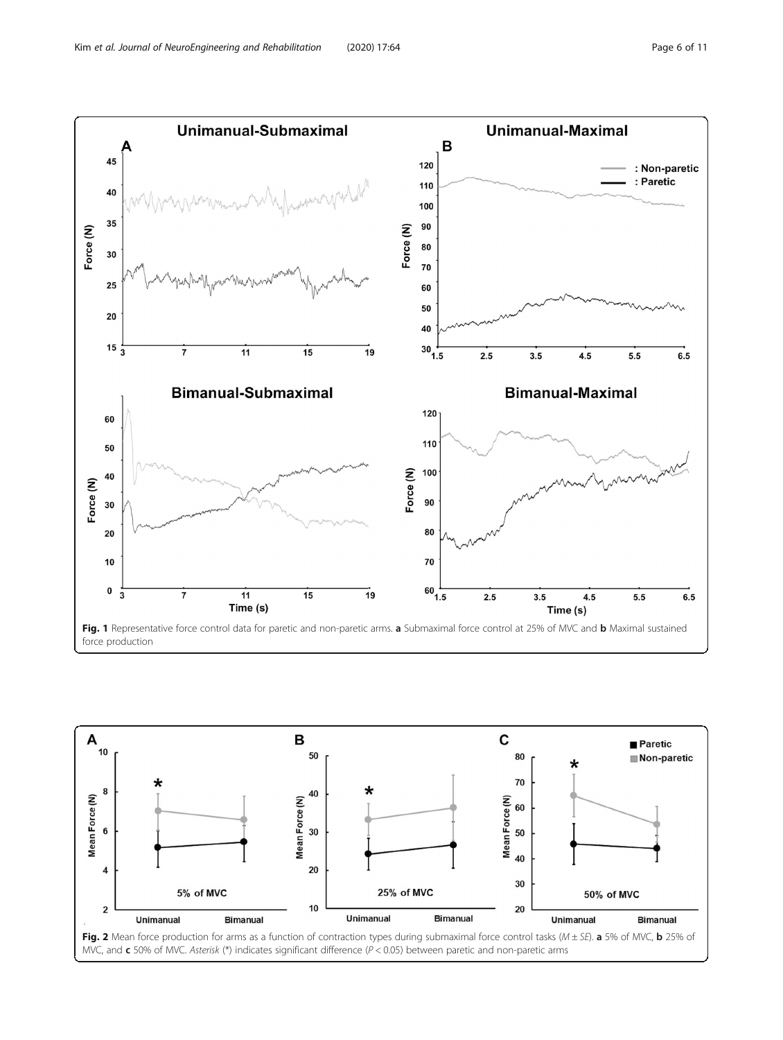**Fig. 1** Representative force control data for paretic and non-paretic arms. **a** Submaximal force control at 25% of MVC and **b** Maximal sustained force production

**Fig. 2** Mean force production for arms as a function of contraction types during submaximal force control tasks ($M \pm SE$). **a** 5% of MVC, **b** 25% of MVC, and **c** 50% of MVC. *Asterisk* (*) indicates significant difference ($P < 0.05$) between paretic and non-paretic arms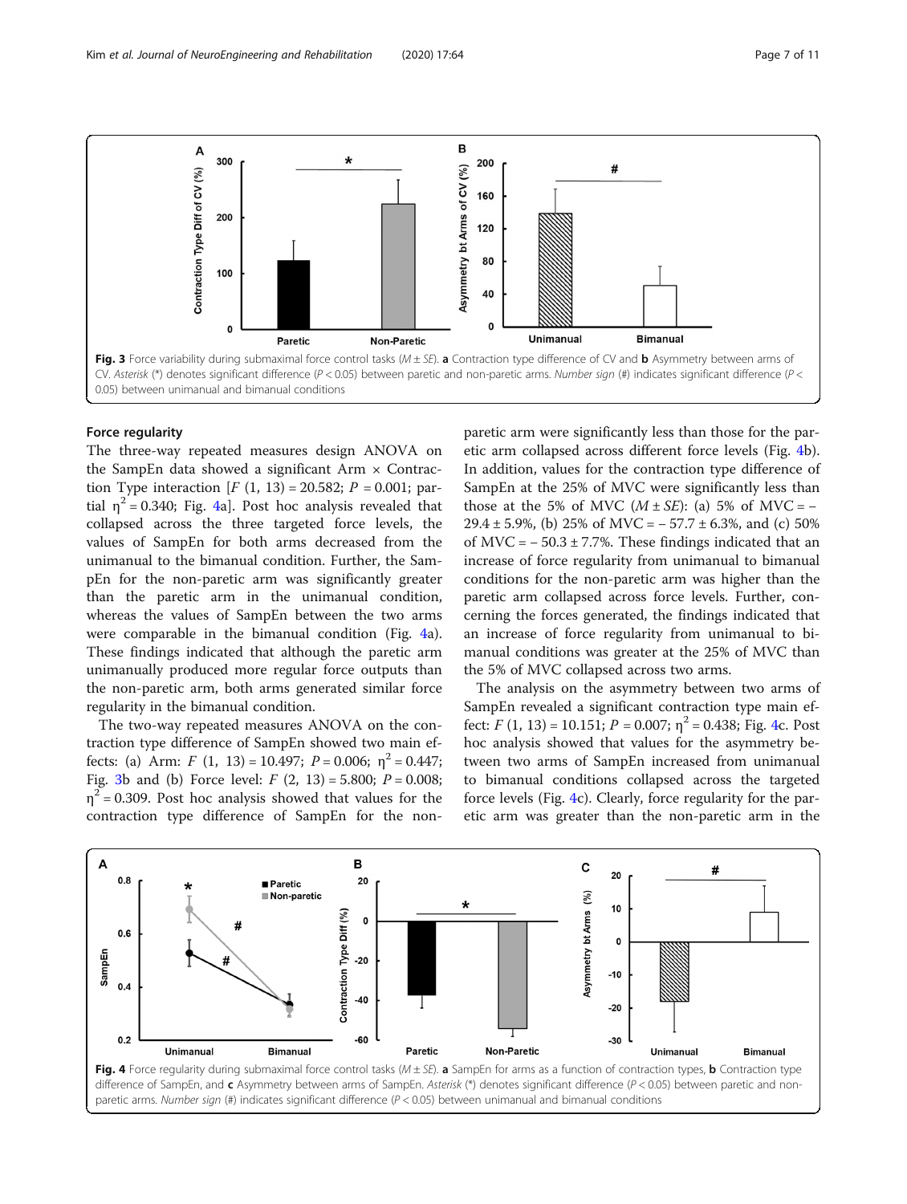Fig. 3 Force variability during submaximal force control tasks ($M \pm SE$). **a** Contraction type difference of CV and **b** Asymmetry between arms of CV. *Asterisk* (*) denotes significant difference ($P < 0.05$) between paretic and non-paretic arms. *Number sign* (#) indicates significant difference ($P < 0.05$) between unimanual and bimanual conditions

### Force regularity

The three-way repeated measures design ANOVA on the SampEn data showed a significant Arm × Contraction Type interaction [$F\ (1,\ 13) = 20.582$; $P = 0.001$; partial $\eta^2 = 0.340$; Fig. 4a]. Post hoc analysis revealed that collapsed across the three targeted force levels, the values of SampEn for both arms decreased from the unimanual to the bimanual condition. Further, the SampEn for the non-paretic arm was significantly greater than the paretic arm in the unimanual condition, whereas the values of SampEn between the two arms were comparable in the bimanual condition (Fig. 4a). These findings indicated that although the paretic arm unimanually produced more regular force outputs than the non-paretic arm, both arms generated similar force regularity in the bimanual condition.

The two-way repeated measures ANOVA on the contraction type difference of SampEn showed two main effects: (a) Arm: $F\ (1,\ 13) = 10.497$; $P = 0.006$; $\eta^2 = 0.447$; Fig. 3b and (b) Force level: $F\ (2,\ 13) = 5.800$; $P = 0.008$; $\eta^2 = 0.309$. Post hoc analysis showed that values for the contraction type difference of SampEn for the non-paretic arm were significantly less than those for the paretic arm collapsed across different force levels (Fig. 4b). In addition, values for the contraction type difference of SampEn at the 25% of MVC were significantly less than those at the 5% of MVC ($M \pm SE$): (a) 5% of MVC = − 29.4 ± 5.9%, (b) 25% of MVC = − 57.7 ± 6.3%, and (c) 50% of MVC = − 50.3 ± 7.7%. These findings indicated that an increase of force regularity from unimanual to bimanual conditions for the non-paretic arm was higher than the paretic arm collapsed across force levels. Further, concerning the forces generated, the findings indicated that an increase of force regularity from unimanual to bimanual conditions was greater at the 25% of MVC than the 5% of MVC collapsed across two arms.

The analysis on the asymmetry between two arms of SampEn revealed a significant contraction type main effect: $F\ (1,\ 13) = 10.151$; $P = 0.007$; $\eta^2 = 0.438$; Fig. 4c. Post hoc analysis showed that values for the asymmetry between two arms of SampEn increased from unimanual to bimanual conditions collapsed across the targeted force levels (Fig. 4c). Clearly, force regularity for the paretic arm was greater than the non-paretic arm in the

Fig. 4 Force regularity during submaximal force control tasks ($M \pm SE$). **a** SampEn for arms as a function of contraction types, **b** Contraction type difference of SampEn, and **c** Asymmetry between arms of SampEn. *Asterisk* (*) denotes significant difference ($P < 0.05$) between paretic and non-paretic arms. *Number sign* (#) indicates significant difference ($P < 0.05$) between unimanual and bimanual conditions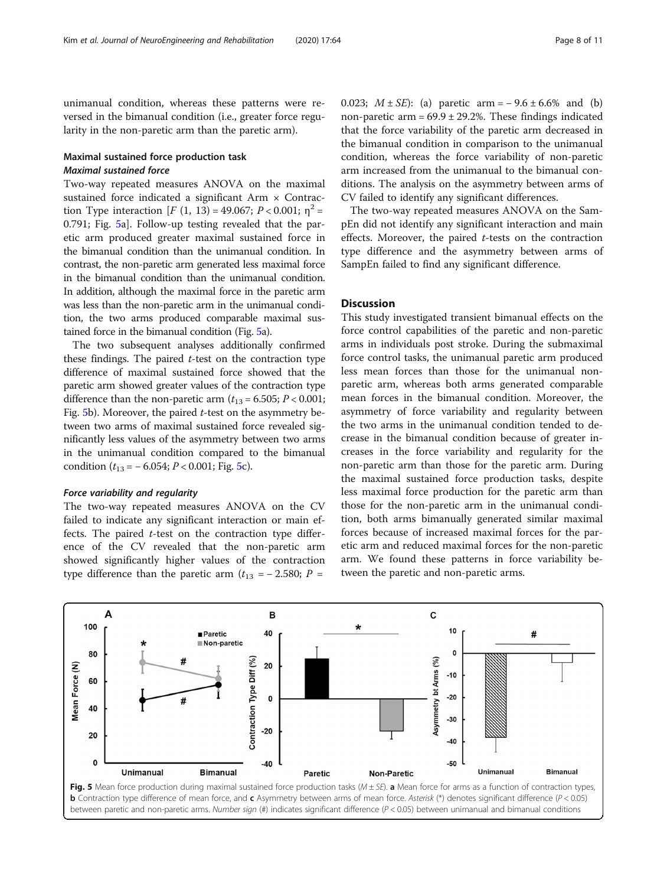unimanual condition, whereas these patterns were reversed in the bimanual condition (i.e., greater force regularity in the non-paretic arm than the paretic arm).

### Maximal sustained force production task

#### *Maximal sustained force*

Two-way repeated measures ANOVA on the maximal sustained force indicated a significant Arm × Contraction Type interaction [$F$ (1, 13) = 49.067; $P < 0.001$; $\eta^2 = 0.791$; Fig. 5a]. Follow-up testing revealed that the paretic arm produced greater maximal sustained force in the bimanual condition than the unimanual condition. In contrast, the non-paretic arm generated less maximal force in the bimanual condition than the unimanual condition. In addition, although the maximal force in the paretic arm was less than the non-paretic arm in the unimanual condition, the two arms produced comparable maximal sustained force in the bimanual condition (Fig. 5a).

The two subsequent analyses additionally confirmed these findings. The paired $t$-test on the contraction type difference of maximal sustained force showed that the paretic arm showed greater values of the contraction type difference than the non-paretic arm ($t_{13} = 6.505$; $P < 0.001$; Fig. 5b). Moreover, the paired $t$-test on the asymmetry between two arms of maximal sustained force revealed significantly less values of the asymmetry between two arms in the unimanual condition compared to the bimanual condition ($t_{13} = -6.054$; $P < 0.001$; Fig. 5c).

#### *Force variability and regularity*

The two-way repeated measures ANOVA on the CV failed to indicate any significant interaction or main effects. The paired $t$-test on the contraction type difference of the CV revealed that the non-paretic arm showed significantly higher values of the contraction type difference than the paretic arm ($t_{13} = -2.580$; $P = 0.023$; $M \pm SE$): (a) paretic arm = − 9.6 ± 6.6% and (b) non-paretic arm = 69.9 ± 29.2%. These findings indicated that the force variability of the paretic arm decreased in the bimanual condition in comparison to the unimanual condition, whereas the force variability of non-paretic arm increased from the unimanual to the bimanual conditions. The analysis on the asymmetry between arms of CV failed to identify any significant differences.

The two-way repeated measures ANOVA on the SampEn did not identify any significant interaction and main effects. Moreover, the paired $t$-tests on the contraction type difference and the asymmetry between arms of SampEn failed to find any significant difference.

## Discussion

This study investigated transient bimanual effects on the force control capabilities of the paretic and non-paretic arms in individuals post stroke. During the submaximal force control tasks, the unimanual paretic arm produced less mean forces than those for the unimanual non-paretic arm, whereas both arms generated comparable mean forces in the bimanual condition. Moreover, the asymmetry of force variability and regularity between the two arms in the unimanual condition tended to decrease in the bimanual condition because of greater increases in the force variability and regularity for the non-paretic arm than those for the paretic arm. During the maximal sustained force production tasks, despite less maximal force production for the paretic arm than those for the non-paretic arm in the unimanual condition, both arms bimanually generated similar maximal forces because of increased maximal forces for the paretic arm and reduced maximal forces for the non-paretic arm. We found these patterns in force variability between the paretic and non-paretic arms.

A
Mean Force (N)
100
80
60
40
20
0
Unimanual
Bimanual
■ Paretic
■ Non-paretic
*
#
#

B
Contraction Type Diff (%)
40
20
0
-20
-40
Paretic
Non-Paretic
*

C
Asymmetry bt Arms (%)
10
0
-10
-20
-30
-40
-50
Unimanual
Bimanual
#

**Fig. 5** Mean force production during maximal sustained force production tasks ($M \pm SE$). **a** Mean force for arms as a function of contraction types, **b** Contraction type difference of mean force, and **c** Asymmetry between arms of mean force. *Asterisk* (*) denotes significant difference ($P < 0.05$) between paretic and non-paretic arms. *Number sign* (#) indicates significant difference ($P < 0.05$) between unimanual and bimanual conditions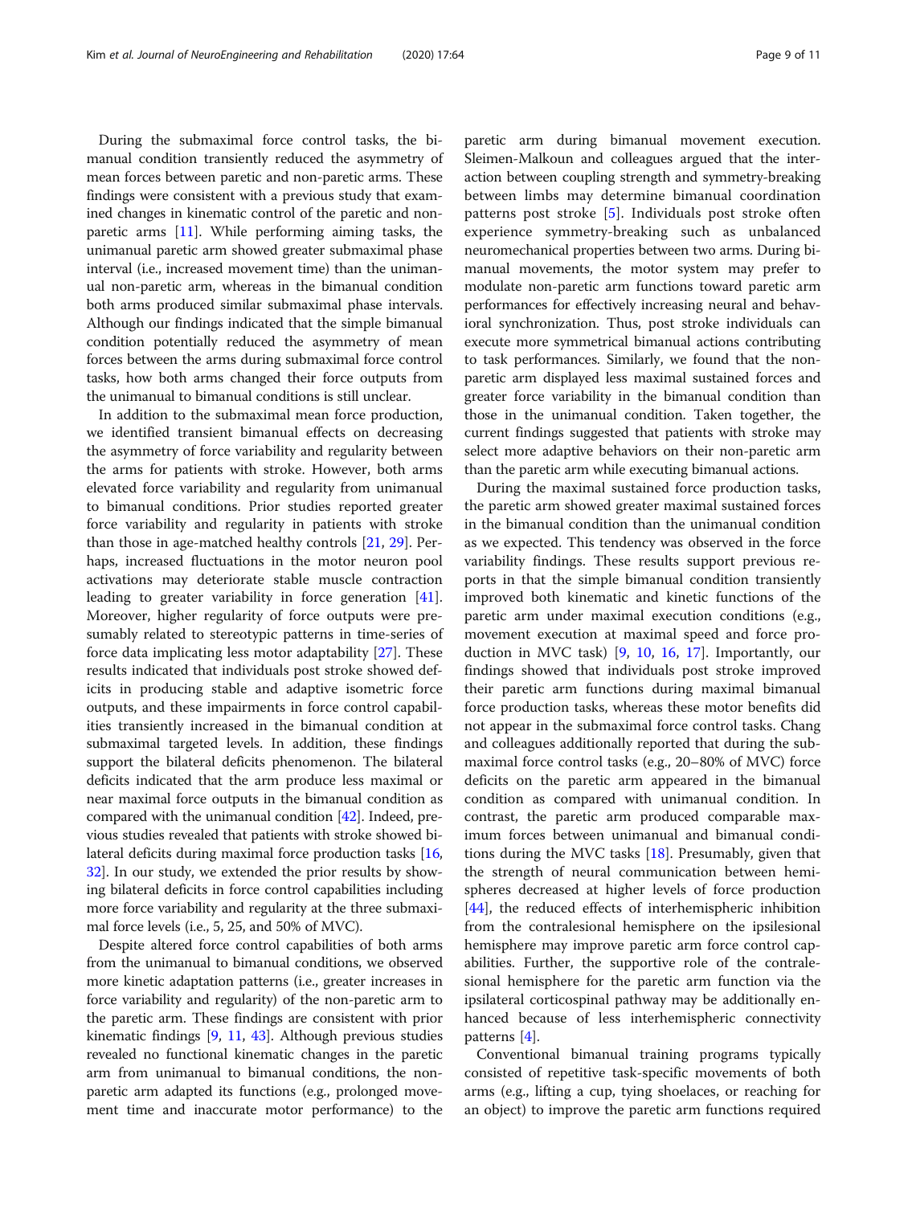During the submaximal force control tasks, the bimanual condition transiently reduced the asymmetry of mean forces between paretic and non-paretic arms. These findings were consistent with a previous study that examined changes in kinematic control of the paretic and non-paretic arms [11]. While performing aiming tasks, the unimanual paretic arm showed greater submaximal phase interval (i.e., increased movement time) than the unimanual non-paretic arm, whereas in the bimanual condition both arms produced similar submaximal phase intervals. Although our findings indicated that the simple bimanual condition potentially reduced the asymmetry of mean forces between the arms during submaximal force control tasks, how both arms changed their force outputs from the unimanual to bimanual conditions is still unclear.

In addition to the submaximal mean force production, we identified transient bimanual effects on decreasing the asymmetry of force variability and regularity between the arms for patients with stroke. However, both arms elevated force variability and regularity from unimanual to bimanual conditions. Prior studies reported greater force variability and regularity in patients with stroke than those in age-matched healthy controls [21, 29]. Perhaps, increased fluctuations in the motor neuron pool activations may deteriorate stable muscle contraction leading to greater variability in force generation [41]. Moreover, higher regularity of force outputs were presumably related to stereotypic patterns in time-series of force data implicating less motor adaptability [27]. These results indicated that individuals post stroke showed deficits in producing stable and adaptive isometric force outputs, and these impairments in force control capabilities transiently increased in the bimanual condition at submaximal targeted levels. In addition, these findings support the bilateral deficits phenomenon. The bilateral deficits indicated that the arm produce less maximal or near maximal force outputs in the bimanual condition as compared with the unimanual condition [42]. Indeed, previous studies revealed that patients with stroke showed bilateral deficits during maximal force production tasks [16, 32]. In our study, we extended the prior results by showing bilateral deficits in force control capabilities including more force variability and regularity at the three submaximal force levels (i.e., 5, 25, and 50% of MVC).

Despite altered force control capabilities of both arms from the unimanual to bimanual conditions, we observed more kinetic adaptation patterns (i.e., greater increases in force variability and regularity) of the non-paretic arm to the paretic arm. These findings are consistent with prior kinematic findings [9, 11, 43]. Although previous studies revealed no functional kinematic changes in the paretic arm from unimanual to bimanual conditions, the non-paretic arm adapted its functions (e.g., prolonged movement time and inaccurate motor performance) to the paretic arm during bimanual movement execution. Sleimen-Malkoun and colleagues argued that the interaction between coupling strength and symmetry-breaking between limbs may determine bimanual coordination patterns post stroke [5]. Individuals post stroke often experience symmetry-breaking such as unbalanced neuromechanical properties between two arms. During bimanual movements, the motor system may prefer to modulate non-paretic arm functions toward paretic arm performances for effectively increasing neural and behavioral synchronization. Thus, post stroke individuals can execute more symmetrical bimanual actions contributing to task performances. Similarly, we found that the non-paretic arm displayed less maximal sustained forces and greater force variability in the bimanual condition than those in the unimanual condition. Taken together, the current findings suggested that patients with stroke may select more adaptive behaviors on their non-paretic arm than the paretic arm while executing bimanual actions.

During the maximal sustained force production tasks, the paretic arm showed greater maximal sustained forces in the bimanual condition than the unimanual condition as we expected. This tendency was observed in the force variability findings. These results support previous reports in that the simple bimanual condition transiently improved both kinematic and kinetic functions of the paretic arm under maximal execution conditions (e.g., movement execution at maximal speed and force production in MVC task) [9, 10, 16, 17]. Importantly, our findings showed that individuals post stroke improved their paretic arm functions during maximal bimanual force production tasks, whereas these motor benefits did not appear in the submaximal force control tasks. Chang and colleagues additionally reported that during the submaximal force control tasks (e.g., 20–80% of MVC) force deficits on the paretic arm appeared in the bimanual condition as compared with unimanual condition. In contrast, the paretic arm produced comparable maximum forces between unimanual and bimanual conditions during the MVC tasks [18]. Presumably, given that the strength of neural communication between hemispheres decreased at higher levels of force production [44], the reduced effects of interhemispheric inhibition from the contralesional hemisphere on the ipsilesional hemisphere may improve paretic arm force control capabilities. Further, the supportive role of the contralesional hemisphere for the paretic arm function via the ipsilateral corticospinal pathway may be additionally enhanced because of less interhemispheric connectivity patterns [4].

Conventional bimanual training programs typically consisted of repetitive task-specific movements of both arms (e.g., lifting a cup, tying shoelaces, or reaching for an object) to improve the paretic arm functions required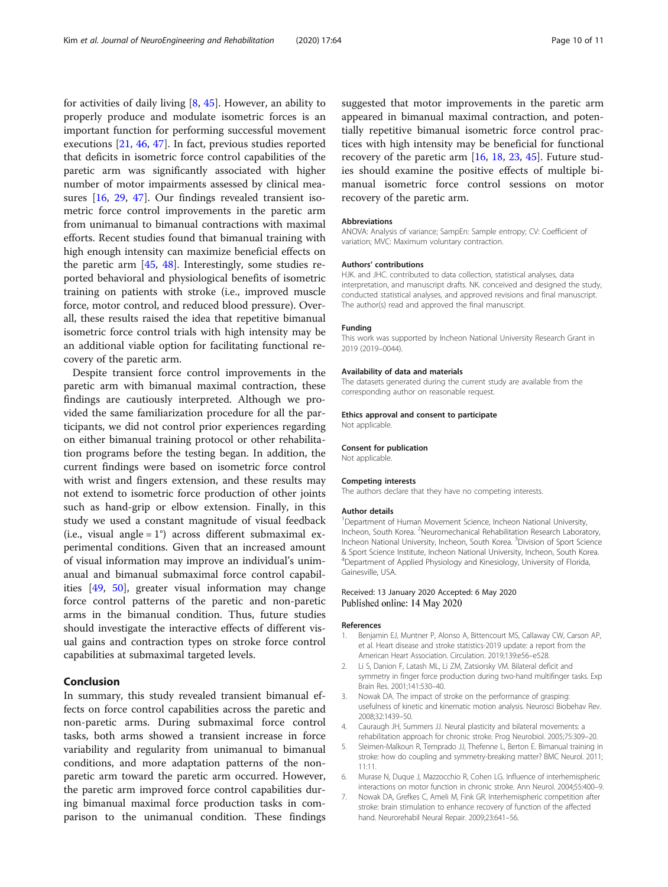for activities of daily living [8, 45]. However, an ability to properly produce and modulate isometric forces is an important function for performing successful movement executions [21, 46, 47]. In fact, previous studies reported that deficits in isometric force control capabilities of the paretic arm was significantly associated with higher number of motor impairments assessed by clinical measures [16, 29, 47]. Our findings revealed transient isometric force control improvements in the paretic arm from unimanual to bimanual contractions with maximal efforts. Recent studies found that bimanual training with high enough intensity can maximize beneficial effects on the paretic arm [45, 48]. Interestingly, some studies reported behavioral and physiological benefits of isometric training on patients with stroke (i.e., improved muscle force, motor control, and reduced blood pressure). Overall, these results raised the idea that repetitive bimanual isometric force control trials with high intensity may be an additional viable option for facilitating functional recovery of the paretic arm.

Despite transient force control improvements in the paretic arm with bimanual maximal contraction, these findings are cautiously interpreted. Although we provided the same familiarization procedure for all the participants, we did not control prior experiences regarding on either bimanual training protocol or other rehabilitation programs before the testing began. In addition, the current findings were based on isometric force control with wrist and fingers extension, and these results may not extend to isometric force production of other joints such as hand-grip or elbow extension. Finally, in this study we used a constant magnitude of visual feedback (i.e., visual angle = 1°) across different submaximal experimental conditions. Given that an increased amount of visual information may improve an individual's unimanual and bimanual submaximal force control capabilities [49, 50], greater visual information may change force control patterns of the paretic and non-paretic arms in the bimanual condition. Thus, future studies should investigate the interactive effects of different visual gains and contraction types on stroke force control capabilities at submaximal targeted levels.

## Conclusion

In summary, this study revealed transient bimanual effects on force control capabilities across the paretic and non-paretic arms. During submaximal force control tasks, both arms showed a transient increase in force variability and regularity from unimanual to bimanual conditions, and more adaptation patterns of the non-paretic arm toward the paretic arm occurred. However, the paretic arm improved force control capabilities during bimanual maximal force production tasks in comparison to the unimanual condition. These findings suggested that motor improvements in the paretic arm appeared in bimanual maximal contraction, and potentially repetitive bimanual isometric force control practices with high intensity may be beneficial for functional recovery of the paretic arm [16, 18, 23, 45]. Future studies should examine the positive effects of multiple bimanual isometric force control sessions on motor recovery of the paretic arm.

#### Abbreviations

ANOVA: Analysis of variance; SampEn: Sample entropy; CV: Coefficient of variation; MVC: Maximum voluntary contraction.

#### Authors' contributions

HJK. and JHC. contributed to data collection, statistical analyses, data interpretation, and manuscript drafts. NK. conceived and designed the study, conducted statistical analyses, and approved revisions and final manuscript. The author(s) read and approved the final manuscript.

#### Funding

This work was supported by Incheon National University Research Grant in 2019 (2019–0044).

#### Availability of data and materials

The datasets generated during the current study are available from the corresponding author on reasonable request.

#### Ethics approval and consent to participate

Not applicable.

#### Consent for publication

Not applicable.

#### Competing interests

The authors declare that they have no competing interests.

#### Author details

[1]Department of Human Movement Science, Incheon National University, Incheon, South Korea. [2]Neuromechanical Rehabilitation Research Laboratory, Incheon National University, Incheon, South Korea. [3]Division of Sport Science & Sport Science Institute, Incheon National University, Incheon, South Korea. [4]Department of Applied Physiology and Kinesiology, University of Florida, Gainesville, USA.

Received: 13 January 2020 Accepted: 6 May 2020
Published online: 14 May 2020

#### References

1. Benjamin EJ, Muntner P, Alonso A, Bittencourt MS, Callaway CW, Carson AP, et al. Heart disease and stroke statistics-2019 update: a report from the American Heart Association. Circulation. 2019;139:e56–e528.
2. Li S, Danion F, Latash ML, Li ZM, Zatsiorsky VM. Bilateral deficit and symmetry in finger force production during two-hand multifinger tasks. Exp Brain Res. 2001;141:530–40.
3. Nowak DA. The impact of stroke on the performance of grasping: usefulness of kinetic and kinematic motion analysis. Neurosci Biobehav Rev. 2008;32:1439–50.
4. Cauraugh JH, Summers JJ. Neural plasticity and bilateral movements: a rehabilitation approach for chronic stroke. Prog Neurobiol. 2005;75:309–20.
5. Sleimen-Malkoun R, Temprado JJ, Thefenne L, Berton E. Bimanual training in stroke: how do coupling and symmetry-breaking matter? BMC Neurol. 2011;11:11.
6. Murase N, Duque J, Mazzocchio R, Cohen LG. Influence of interhemispheric interactions on motor function in chronic stroke. Ann Neurol. 2004;55:400–9.
7. Nowak DA, Grefkes C, Ameli M, Fink GR. Interhemispheric competition after stroke: brain stimulation to enhance recovery of function of the affected hand. Neurorehabil Neural Repair. 2009;23:641–56.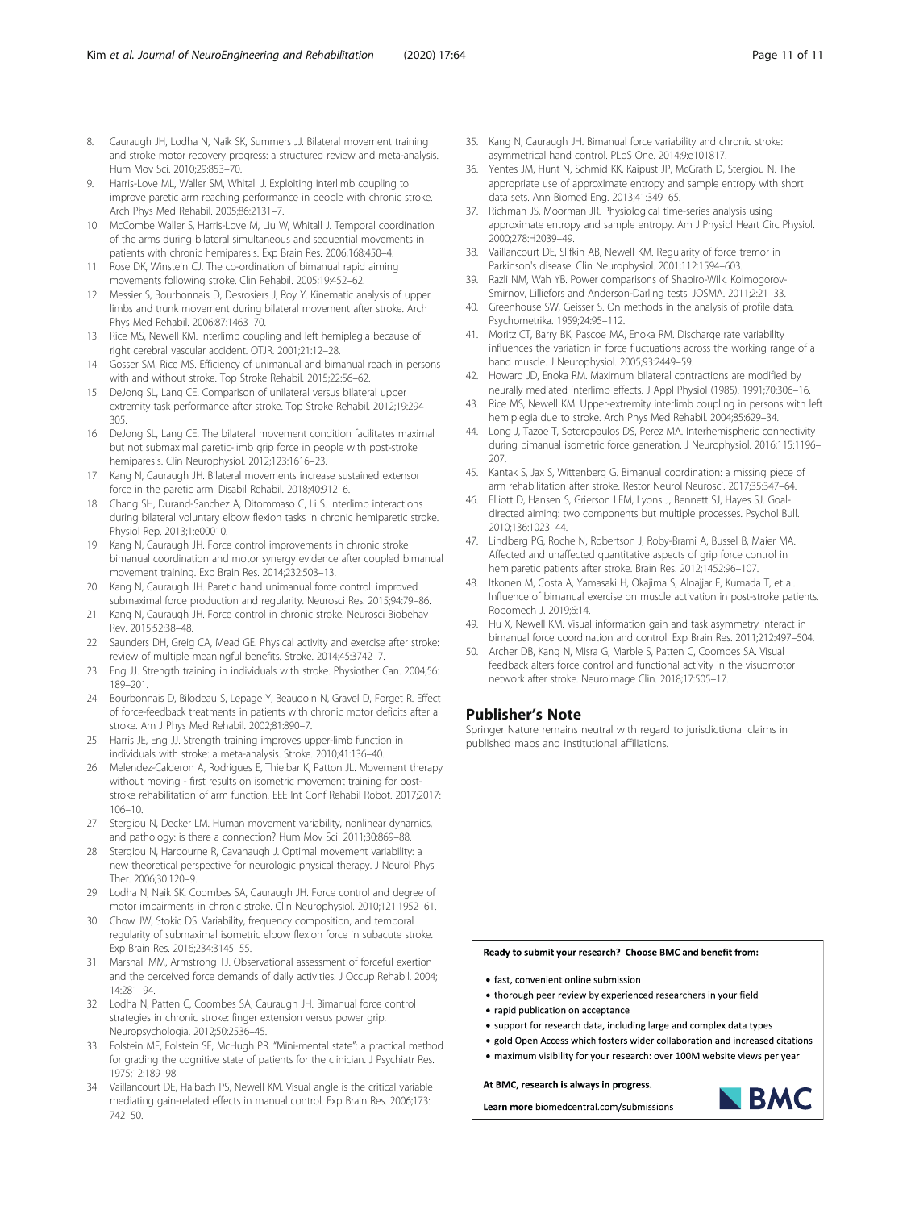8. Cauraugh JH, Lodha N, Naik SK, Summers JJ. Bilateral movement training and stroke motor recovery progress: a structured review and meta-analysis. Hum Mov Sci. 2010;29:853–70.
9. Harris-Love ML, Waller SM, Whitall J. Exploiting interlimb coupling to improve paretic arm reaching performance in people with chronic stroke. Arch Phys Med Rehabil. 2005;86:2131–7.
10. McCombe Waller S, Harris-Love M, Liu W, Whitall J. Temporal coordination of the arms during bilateral simultaneous and sequential movements in patients with chronic hemiparesis. Exp Brain Res. 2006;168:450–4.
11. Rose DK, Winstein CJ. The co-ordination of bimanual rapid aiming movements following stroke. Clin Rehabil. 2005;19:452–62.
12. Messier S, Bourbonnais D, Desrosiers J, Roy Y. Kinematic analysis of upper limbs and trunk movement during bilateral movement after stroke. Arch Phys Med Rehabil. 2006;87:1463–70.
13. Rice MS, Newell KM. Interlimb coupling and left hemiplegia because of right cerebral vascular accident. OTJR. 2001;21:12–28.
14. Gosser SM, Rice MS. Efficiency of unimanual and bimanual reach in persons with and without stroke. Top Stroke Rehabil. 2015;22:56–62.
15. DeJong SL, Lang CE. Comparison of unilateral versus bilateral upper extremity task performance after stroke. Top Stroke Rehabil. 2012;19:294–305.
16. DeJong SL, Lang CE. The bilateral movement condition facilitates maximal but not submaximal paretic-limb grip force in people with post-stroke hemiparesis. Clin Neurophysiol. 2012;123:1616–23.
17. Kang N, Cauraugh JH. Bilateral movements increase sustained extensor force in the paretic arm. Disabil Rehabil. 2018;40:912–6.
18. Chang SH, Durand-Sanchez A, Ditommaso C, Li S. Interlimb interactions during bilateral voluntary elbow flexion tasks in chronic hemiparetic stroke. Physiol Rep. 2013;1:e00010.
19. Kang N, Cauraugh JH. Force control improvements in chronic stroke: bimanual coordination and motor synergy evidence after coupled bimanual movement training. Exp Brain Res. 2014;232:503–13.
20. Kang N, Cauraugh JH. Paretic hand unimanual force control: improved submaximal force production and regularity. Neurosci Res. 2015;94:79–86.
21. Kang N, Cauraugh JH. Force control in chronic stroke. Neurosci Biobehav Rev. 2015;52:38–48.
22. Saunders DH, Greig CA, Mead GE. Physical activity and exercise after stroke: review of multiple meaningful benefits. Stroke. 2014;45:3742–7.
23. Eng JJ. Strength training in individuals with stroke. Physiother Can. 2004;56:189–201.
24. Bourbonnais D, Bilodeau S, Lepage Y, Beaudoin N, Gravel D, Forget R. Effect of force-feedback treatments in patients with chronic motor deficits after a stroke. Am J Phys Med Rehabil. 2002;81:890–7.
25. Harris JE, Eng JJ. Strength training improves upper-limb function in individuals with stroke: a meta-analysis. Stroke. 2010;41:136–40.
26. Melendez-Calderon A, Rodrigues E, Thielbar K, Patton JL. Movement therapy without moving - first results on isometric movement training for post-stroke rehabilitation of arm function. EEE Int Conf Rehabil Robot. 2017;2017:106–10.
27. Stergiou N, Decker LM. Human movement variability, nonlinear dynamics, and pathology: is there a connection? Hum Mov Sci. 2011;30:869–88.
28. Stergiou N, Harbourne R, Cavanaugh J. Optimal movement variability: a new theoretical perspective for neurologic physical therapy. J Neurol Phys Ther. 2006;30:120–9.
29. Lodha N, Naik SK, Coombes SA, Cauraugh JH. Force control and degree of motor impairments in chronic stroke. Clin Neurophysiol. 2010;121:1952–61.
30. Chow JW, Stokic DS. Variability, frequency composition, and temporal regularity of submaximal isometric elbow flexion force in subacute stroke. Exp Brain Res. 2016;234:3145–55.
31. Marshall MM, Armstrong TJ. Observational assessment of forceful exertion and the perceived force demands of daily activities. J Occup Rehabil. 2004;14:281–94.
32. Lodha N, Patten C, Coombes SA, Cauraugh JH. Bimanual force control strategies in chronic stroke: finger extension versus power grip. Neuropsychologia. 2012;50:2536–45.
33. Folstein MF, Folstein SE, McHugh PR. "Mini-mental state": a practical method for grading the cognitive state of patients for the clinician. J Psychiatr Res. 1975;12:189–98.
34. Vaillancourt DE, Haibach PS, Newell KM. Visual angle is the critical variable mediating gain-related effects in manual control. Exp Brain Res. 2006;173:742–50.
35. Kang N, Cauraugh JH. Bimanual force variability and chronic stroke: asymmetrical hand control. PLoS One. 2014;9:e101817.
36. Yentes JM, Hunt N, Schmid KK, Kaipust JP, McGrath D, Stergiou N. The appropriate use of approximate entropy and sample entropy with short data sets. Ann Biomed Eng. 2013;41:349–65.
37. Richman JS, Moorman JR. Physiological time-series analysis using approximate entropy and sample entropy. Am J Physiol Heart Circ Physiol. 2000;278:H2039–49.
38. Vaillancourt DE, Slifkin AB, Newell KM. Regularity of force tremor in Parkinson's disease. Clin Neurophysiol. 2001;112:1594–603.
39. Razli NM, Wah YB. Power comparisons of Shapiro-Wilk, Kolmogorov-Smirnov, Lilliefors and Anderson-Darling tests. JOSMA. 2011;2:21–33.
40. Greenhouse SW, Geisser S. On methods in the analysis of profile data. Psychometrika. 1959;24:95–112.
41. Moritz CT, Barry BK, Pascoe MA, Enoka RM. Discharge rate variability influences the variation in force fluctuations across the working range of a hand muscle. J Neurophysiol. 2005;93:2449–59.
42. Howard JD, Enoka RM. Maximum bilateral contractions are modified by neurally mediated interlimb effects. J Appl Physiol (1985). 1991;70:306–16.
43. Rice MS, Newell KM. Upper-extremity interlimb coupling in persons with left hemiplegia due to stroke. Arch Phys Med Rehabil. 2004;85:629–34.
44. Long J, Tazoe T, Soteropoulos DS, Perez MA. Interhemispheric connectivity during bimanual isometric force generation. J Neurophysiol. 2016;115:1196–207.
45. Kantak S, Jax S, Wittenberg G. Bimanual coordination: a missing piece of arm rehabilitation after stroke. Restor Neurol Neurosci. 2017;35:347–64.
46. Elliott D, Hansen S, Grierson LEM, Lyons J, Bennett SJ, Hayes SJ. Goal-directed aiming: two components but multiple processes. Psychol Bull. 2010;136:1023–44.
47. Lindberg PG, Roche N, Robertson J, Roby-Brami A, Bussel B, Maier MA. Affected and unaffected quantitative aspects of grip force control in hemiparetic patients after stroke. Brain Res. 2012;1452:96–107.
48. Itkonen M, Costa A, Yamasaki H, Okajima S, Alnajjar F, Kumada T, et al. Influence of bimanual exercise on muscle activation in post-stroke patients. Robomech J. 2019;6:14.
49. Hu X, Newell KM. Visual information gain and task asymmetry interact in bimanual force coordination and control. Exp Brain Res. 2011;212:497–504.
50. Archer DB, Kang N, Misra G, Marble S, Patten C, Coombes SA. Visual feedback alters force control and functional activity in the visuomotor network after stroke. Neuroimage Clin. 2018;17:505–17.

## Publisher's Note

Springer Nature remains neutral with regard to jurisdictional claims in published maps and institutional affiliations.

**Ready to submit your research? Choose BMC and benefit from:**

- fast, convenient online submission
- thorough peer review by experienced researchers in your field
- rapid publication on acceptance
- support for research data, including large and complex data types
- gold Open Access which fosters wider collaboration and increased citations
- maximum visibility for your research: over 100M website views per year

**At BMC, research is always in progress.**

**Learn more** biomedcentral.com/submissions